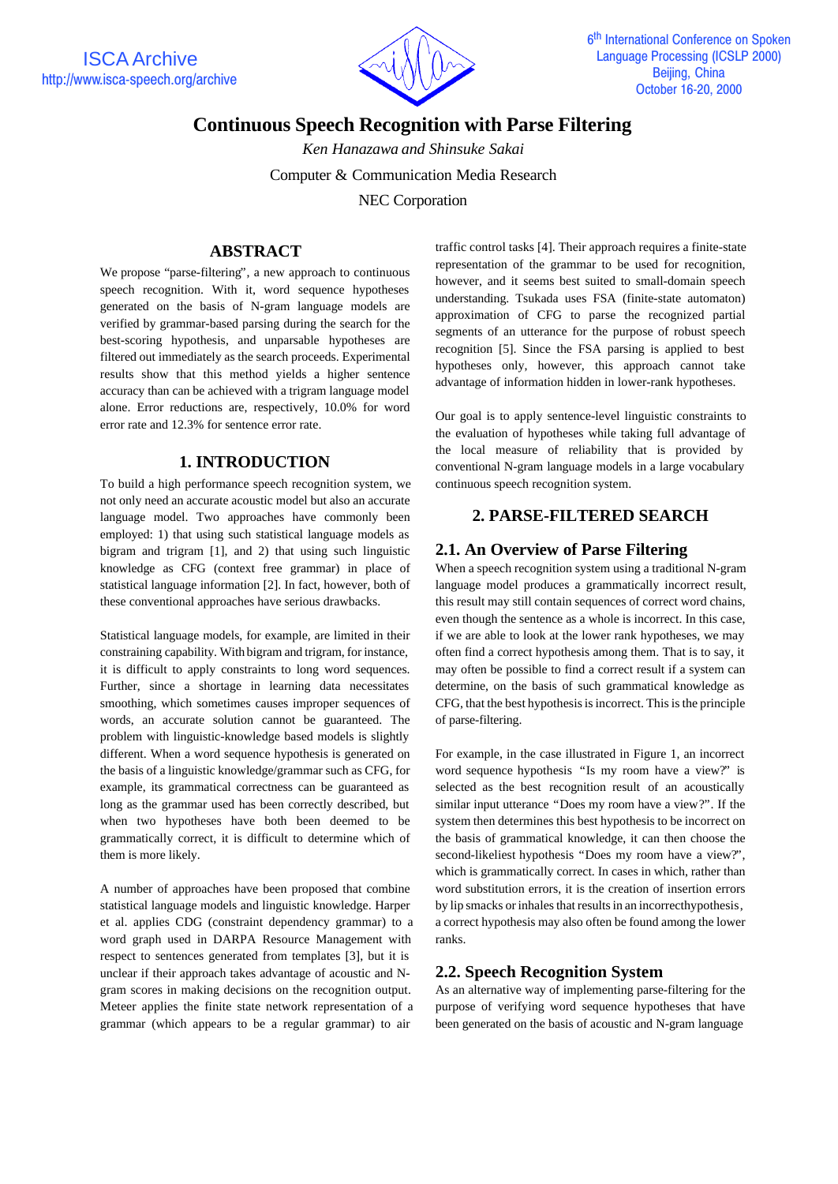# Continuous Speech Recognition with Parse Filtering

*Ken Hanazawa and Shinsuke Sakai*

Computer & Communication Media Research

NEC Corporation

## ABSTRACT

We propose "parse-filtering", a new approach to continuous speech recognition. With it, word sequence hypotheses generated on the basis of N-gram language models are verified by grammar-based parsing during the search for the best-scoring hypothesis, and unparsable hypotheses are filtered out immediately as the search proceeds. Experimental results show that this method yields a higher sentence accuracy than can be achieved with a trigram language model alone. Error reductions are, respectively, 10.0% for word error rate and 12.3% for sentence error rate.

## 1. INTRODUCTION

To build a high performance speech recognition system, we not only need an accurate acoustic model but also an accurate language model. Two approaches have commonly been employed: 1) that using such statistical language models as bigram and trigram [1], and 2) that using such linguistic knowledge as CFG (context free grammar) in place of statistical language information [2]. In fact, however, both of these conventional approaches have serious drawbacks.

Statistical language models, for example, are limited in their constraining capability. With bigram and trigram, for instance, it is difficult to apply constraints to long word sequences. Further, since a shortage in learning data necessitates smoothing, which sometimes causes improper sequences of words, an accurate solution cannot be guaranteed. The problem with linguistic-knowledge based models is slightly different. When a word sequence hypothesis is generated on the basis of a linguistic knowledge/grammar such as CFG, for example, its grammatical correctness can be guaranteed as long as the grammar used has been correctly described, but when two hypotheses have both been deemed to be grammatically correct, it is difficult to determine which of them is more likely.

A number of approaches have been proposed that combine statistical language models and linguistic knowledge. Harper et al. applies CDG (constraint dependency grammar) to a word graph used in DARPA Resource Management with respect to sentences generated from templates [3], but it is unclear if their approach takes advantage of acoustic and N-gram scores in making decisions on the recognition output. Meteer applies the finite state network representation of a grammar (which appears to be a regular grammar) to air traffic control tasks [4]. Their approach requires a finite-state representation of the grammar to be used for recognition, however, and it seems best suited to small-domain speech understanding. Tsukada uses FSA (finite-state automaton) approximation of CFG to parse the recognized partial segments of an utterance for the purpose of robust speech recognition [5]. Since the FSA parsing is applied to best hypotheses only, however, this approach cannot take advantage of information hidden in lower-rank hypotheses.

Our goal is to apply sentence-level linguistic constraints to the evaluation of hypotheses while taking full advantage of the local measure of reliability that is provided by conventional N-gram language models in a large vocabulary continuous speech recognition system.

## 2. PARSE-FILTERED SEARCH

### 2.1. An Overview of Parse Filtering

When a speech recognition system using a traditional N-gram language model produces a grammatically incorrect result, this result may still contain sequences of correct word chains, even though the sentence as a whole is incorrect. In this case, if we are able to look at the lower rank hypotheses, we may often find a correct hypothesis among them. That is to say, it may often be possible to find a correct result if a system can determine, on the basis of such grammatical knowledge as CFG, that the best hypothesis is incorrect. This is the principle of parse-filtering.

For example, in the case illustrated in Figure 1, an incorrect word sequence hypothesis "Is my room have a view?" is selected as the best recognition result of an acoustically similar input utterance "Does my room have a view?". If the system then determines this best hypothesis to be incorrect on the basis of grammatical knowledge, it can then choose the second-likeliest hypothesis "Does my room have a view?", which is grammatically correct. In cases in which, rather than word substitution errors, it is the creation of insertion errors by lip smacks or inhales that results in an incorrecthypothesis, a correct hypothesis may also often be found among the lower ranks.

### 2.2. Speech Recognition System

As an alternative way of implementing parse-filtering for the purpose of verifying word sequence hypotheses that have been generated on the basis of acoustic and N-gram language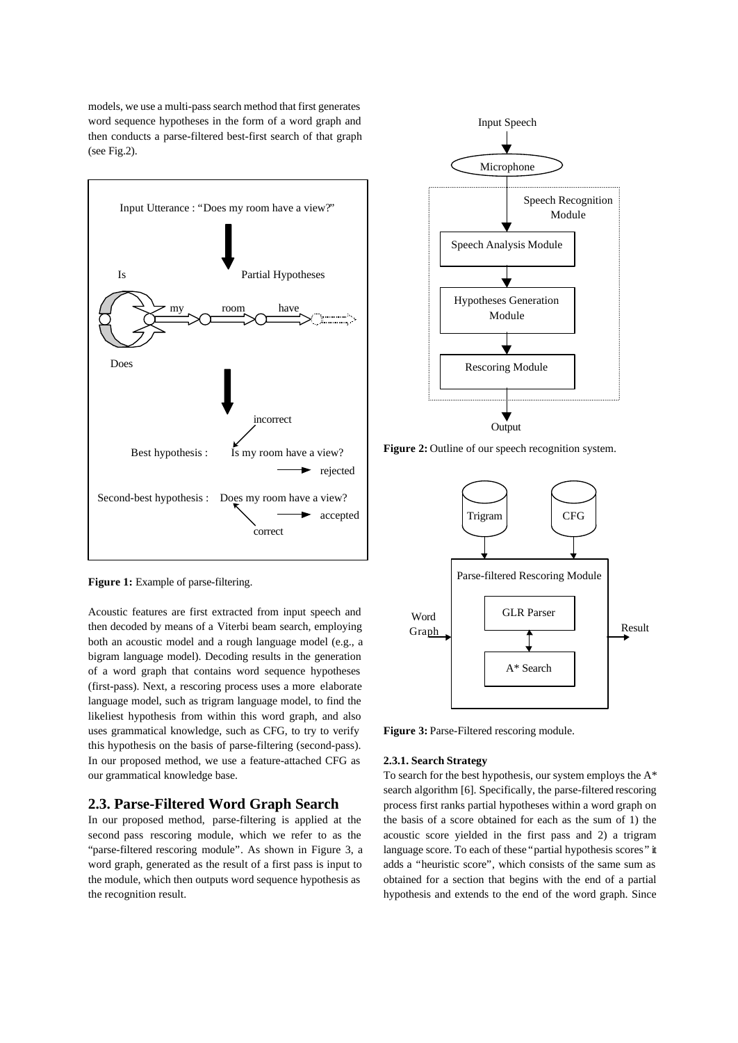models, we use a multi-pass search method that first generates word sequence hypotheses in the form of a word graph and then conducts a parse-filtered best-first search of that graph (see Fig.2).

Figure 1: Example of parse-filtering.

Acoustic features are first extracted from input speech and then decoded by means of a Viterbi beam search, employing both an acoustic model and a rough language model (e.g., a bigram language model). Decoding results in the generation of a word graph that contains word sequence hypotheses (first-pass). Next, a rescoring process uses a more elaborate language model, such as trigram language model, to find the likeliest hypothesis from within this word graph, and also uses grammatical knowledge, such as CFG, to try to verify this hypothesis on the basis of parse-filtering (second-pass). In our proposed method, we use a feature-attached CFG as our grammatical knowledge base.

## 2.3. Parse-Filtered Word Graph Search

In our proposed method, parse-filtering is applied at the second pass rescoring module, which we refer to as the "parse-filtered rescoring module". As shown in Figure 3, a word graph, generated as the result of a first pass is input to the module, which then outputs word sequence hypothesis as the recognition result.

Figure 2: Outline of our speech recognition system.

Figure 3: Parse-Filtered rescoring module.

### 2.3.1. Search Strategy

To search for the best hypothesis, our system employs the A* search algorithm [6]. Specifically, the parse-filtered rescoring process first ranks partial hypotheses within a word graph on the basis of a score obtained for each as the sum of 1) the acoustic score yielded in the first pass and 2) a trigram language score. To each of these "partial hypothesis scores" it adds a "heuristic score", which consists of the same sum as obtained for a section that begins with the end of a partial hypothesis and extends to the end of the word graph. Since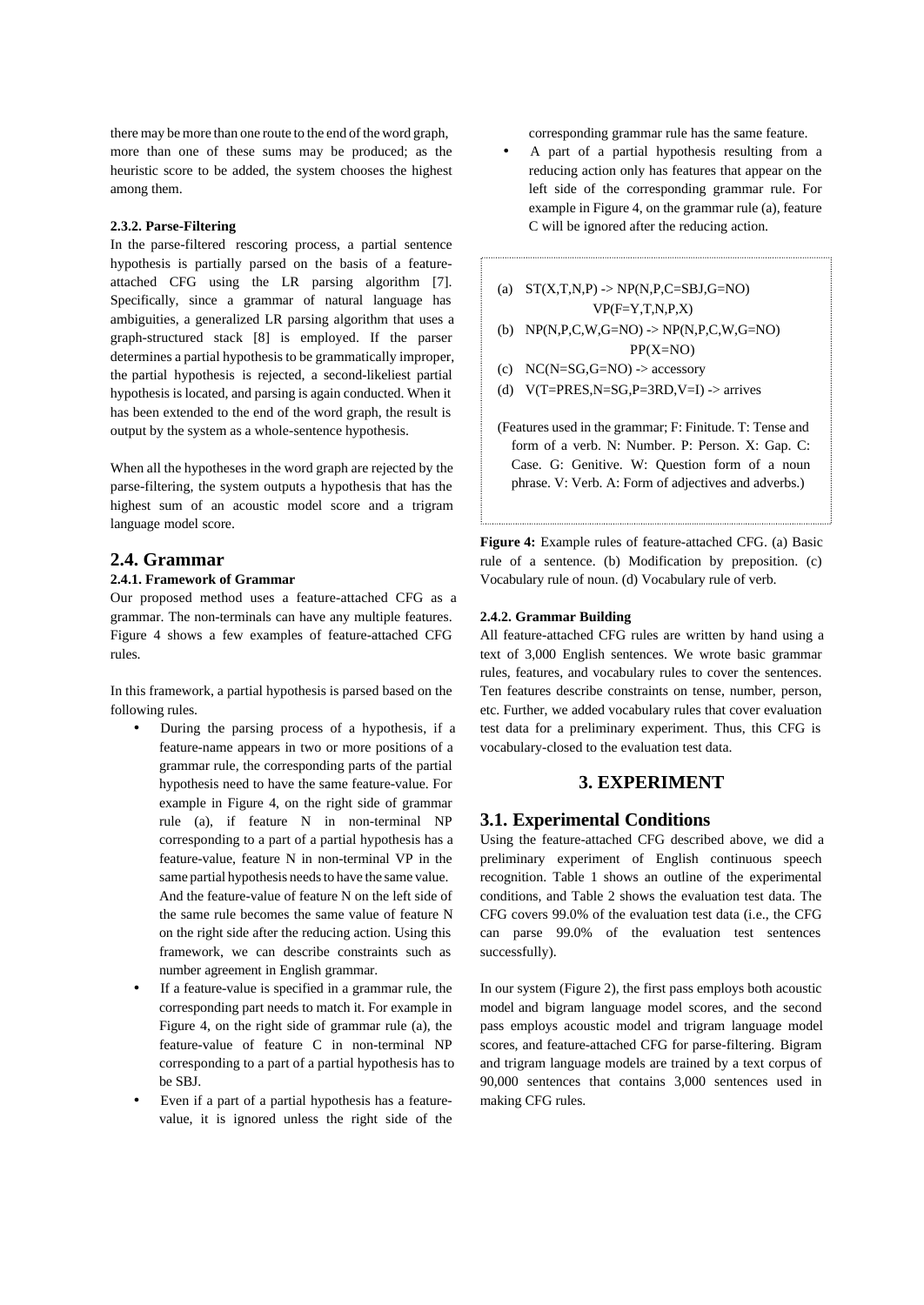there may be more than one route to the end of the word graph, more than one of these sums may be produced; as the heuristic score to be added, the system chooses the highest among them.

#### 2.3.2. Parse-Filtering

In the parse-filtered rescoring process, a partial sentence hypothesis is partially parsed on the basis of a feature-attached CFG using the LR parsing algorithm [7]. Specifically, since a grammar of natural language has ambiguities, a generalized LR parsing algorithm that uses a graph-structured stack [8] is employed. If the parser determines a partial hypothesis to be grammatically improper, the partial hypothesis is rejected, a second-likeliest partial hypothesis is located, and parsing is again conducted. When it has been extended to the end of the word graph, the result is output by the system as a whole-sentence hypothesis.

When all the hypotheses in the word graph are rejected by the parse-filtering, the system outputs a hypothesis that has the highest sum of an acoustic model score and a trigram language model score.

## 2.4. Grammar

#### 2.4.1. Framework of Grammar

Our proposed method uses a feature-attached CFG as a grammar. The non-terminals can have any multiple features. Figure 4 shows a few examples of feature-attached CFG rules.

In this framework, a partial hypothesis is parsed based on the following rules.

- During the parsing process of a hypothesis, if a feature-name appears in two or more positions of a grammar rule, the corresponding parts of the partial hypothesis need to have the same feature-value. For example in Figure 4, on the right side of grammar rule (a), if feature N in non-terminal NP corresponding to a part of a partial hypothesis has a feature-value, feature N in non-terminal VP in the same partial hypothesis needs to have the same value. And the feature-value of feature N on the left side of the same rule becomes the same value of feature N on the right side after the reducing action. Using this framework, we can describe constraints such as number agreement in English grammar.
- If a feature-value is specified in a grammar rule, the corresponding part needs to match it. For example in Figure 4, on the right side of grammar rule (a), the feature-value of feature C in non-terminal NP corresponding to a part of a partial hypothesis has to be SBJ.
- Even if a part of a partial hypothesis has a feature-value, it is ignored unless the right side of the corresponding grammar rule has the same feature.
- A part of a partial hypothesis resulting from a reducing action only has features that appear on the left side of the corresponding grammar rule. For example in Figure 4, on the grammar rule (a), feature C will be ignored after the reducing action.

```
(a)  ST(X,T,N,P) -> NP(N,P,C=SBJ,G=NO)
                    VP(F=Y,T,N,P,X)
(b)  NP(N,P,C,W,G=NO) -> NP(N,P,C,W,G=NO)
                    PP(X=NO)
(c)  NC(N=SG,G=NO) -> accessory
(d)  V(T=PRES,N=SG,P=3RD,V=I) -> arrives
```

(Features used in the grammar; F: Finitude. T: Tense and form of a verb. N: Number. P: Person. X: Gap. C: Case. G: Genitive. W: Question form of a noun phrase. V: Verb. A: Form of adjectives and adverbs.)

**Figure 4:** Example rules of feature-attached CFG. (a) Basic rule of a sentence. (b) Modification by preposition. (c) Vocabulary rule of noun. (d) Vocabulary rule of verb.

#### 2.4.2. Grammar Building

All feature-attached CFG rules are written by hand using a text of 3,000 English sentences. We wrote basic grammar rules, features, and vocabulary rules to cover the sentences. Ten features describe constraints on tense, number, person, etc. Further, we added vocabulary rules that cover evaluation test data for a preliminary experiment. Thus, this CFG is vocabulary-closed to the evaluation test data.

# 3. EXPERIMENT

## 3.1. Experimental Conditions

Using the feature-attached CFG described above, we did a preliminary experiment of English continuous speech recognition. Table 1 shows an outline of the experimental conditions, and Table 2 shows the evaluation test data. The CFG covers 99.0% of the evaluation test data (i.e., the CFG can parse 99.0% of the evaluation test sentences successfully).

In our system (Figure 2), the first pass employs both acoustic model and bigram language model scores, and the second pass employs acoustic model and trigram language model scores, and feature-attached CFG for parse-filtering. Bigram and trigram language models are trained by a text corpus of 90,000 sentences that contains 3,000 sentences used in making CFG rules.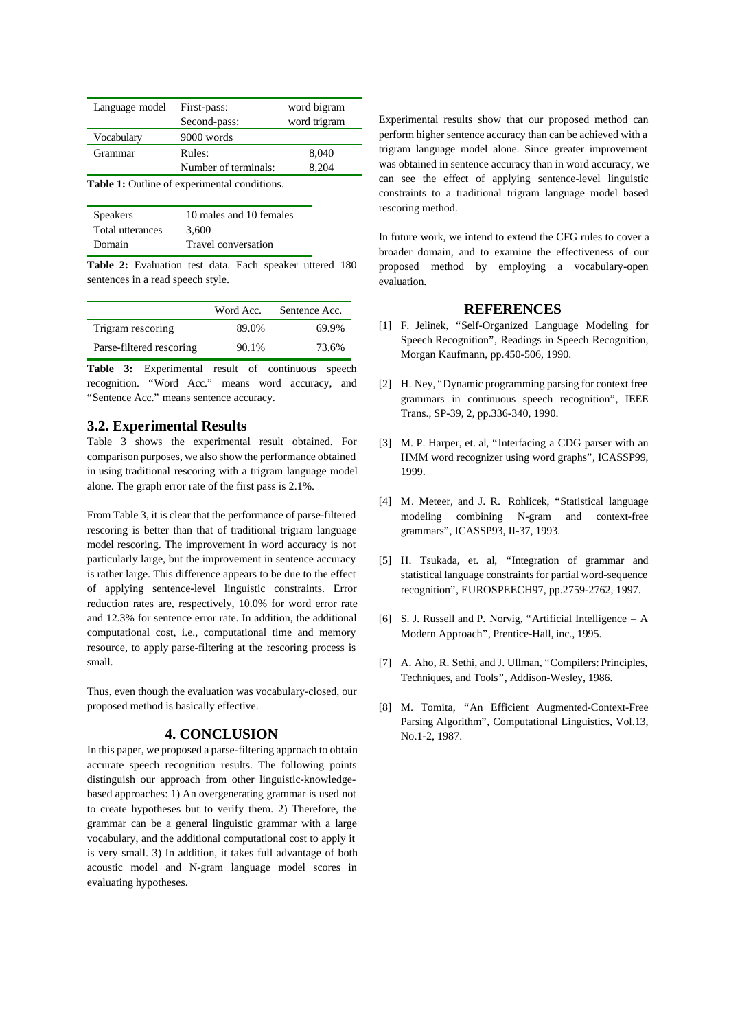| | | |
|---|---|---|
| Language model | First-pass: | word bigram |
| | Second-pass: | word trigram |
| Vocabulary | 9000 words | |
| Grammar | Rules: | 8,040 |
| | Number of terminals: | 8,204 |

**Table 1:** Outline of experimental conditions.

| | |
|---|---|
| Speakers | 10 males and 10 females |
| Total utterances | 3,600 |
| Domain | Travel conversation |

**Table 2:** Evaluation test data. Each speaker uttered 180 sentences in a read speech style.

| | Word Acc. | Sentence Acc. |
|---|---|---|
| Trigram rescoring | 89.0% | 69.9% |
| Parse-filtered rescoring | 90.1% | 73.6% |

**Table 3:** Experimental result of continuous speech recognition. "Word Acc." means word accuracy, and "Sentence Acc." means sentence accuracy.

## 3.2. Experimental Results

Table 3 shows the experimental result obtained. For comparison purposes, we also show the performance obtained in using traditional rescoring with a trigram language model alone. The graph error rate of the first pass is 2.1%.

From Table 3, it is clear that the performance of parse-filtered rescoring is better than that of traditional trigram language model rescoring. The improvement in word accuracy is not particularly large, but the improvement in sentence accuracy is rather large. This difference appears to be due to the effect of applying sentence-level linguistic constraints. Error reduction rates are, respectively, 10.0% for word error rate and 12.3% for sentence error rate. In addition, the additional computational cost, i.e., computational time and memory resource, to apply parse-filtering at the rescoring process is small.

Thus, even though the evaluation was vocabulary-closed, our proposed method is basically effective.

# 4. CONCLUSION

In this paper, we proposed a parse-filtering approach to obtain accurate speech recognition results. The following points distinguish our approach from other linguistic-knowledge-based approaches: 1) An overgenerating grammar is used not to create hypotheses but to verify them. 2) Therefore, the grammar can be a general linguistic grammar with a large vocabulary, and the additional computational cost to apply it is very small. 3) In addition, it takes full advantage of both acoustic model and N-gram language model scores in evaluating hypotheses.

Experimental results show that our proposed method can perform higher sentence accuracy than can be achieved with a trigram language model alone. Since greater improvement was obtained in sentence accuracy than in word accuracy, we can see the effect of applying sentence-level linguistic constraints to a traditional trigram language model based rescoring method.

In future work, we intend to extend the CFG rules to cover a broader domain, and to examine the effectiveness of our proposed method by employing a vocabulary-open evaluation.

# REFERENCES

[1] F. Jelinek, "Self-Organized Language Modeling for Speech Recognition", Readings in Speech Recognition, Morgan Kaufmann, pp.450-506, 1990.

[2] H. Ney, "Dynamic programming parsing for context free grammars in continuous speech recognition", IEEE Trans., SP-39, 2, pp.336-340, 1990.

[3] M. P. Harper, et. al, "Interfacing a CDG parser with an HMM word recognizer using word graphs", ICASSP99, 1999.

[4] M. Meteer, and J. R. Rohlicek, "Statistical language modeling combining N-gram and context-free grammars", ICASSP93, II-37, 1993.

[5] H. Tsukada, et. al, "Integration of grammar and statistical language constraints for partial word-sequence recognition", EUROSPEECH97, pp.2759-2762, 1997.

[6] S. J. Russell and P. Norvig, "Artificial Intelligence – A Modern Approach", Prentice-Hall, inc., 1995.

[7] A. Aho, R. Sethi, and J. Ullman, "Compilers: Principles, Techniques, and Tools", Addison-Wesley, 1986.

[8] M. Tomita, "An Efficient Augmented-Context-Free Parsing Algorithm", Computational Linguistics, Vol.13, No.1-2, 1987.